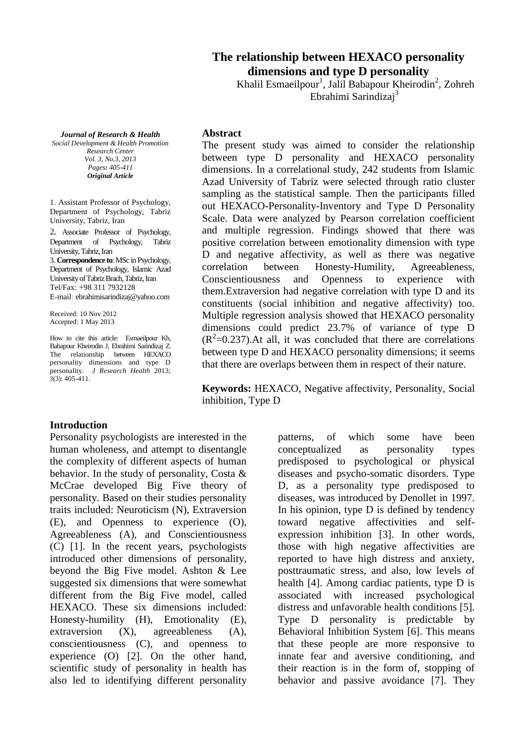# The relationship between HEXACO personality dimensions and type D personality

Khalil Esmaeilpour[1], Jalil Babapour Kheirodin[2], Zohreh Ebrahimi Sarindizaj[3]

***Journal of Research & Health***
*Social Development & Health Promotion Research Center*
*Vol. 3, No.3, 2013*
*Pages: 405-411*
***Original Article***

1. Assistant Professor of Psychology, Department of Psychology, Tabriz University, Tabriz, Iran
2. Associate Professor of Psychology, Department of Psychology, Tabriz University, Tabriz, Iran
3. **Correspondence to**: MSc in Psychology, Department of Psychology, Islamic Azad University of Tabriz Brach, Tabriz, Iran
Tel/Fax: +98 311 7932128
E-mail: ebrahimisarindizaj@yahoo.com

Received: 10 Nov 2012
Accepted: 1 May 2013

How to cite this article: Esmaeilpour Kh, Babapour Kheirodin J, Ebrahimi Sarindizaj Z. The relationship between HEXACO personality dimensions and type D personality. *J Research Health* 2013; 3(3): 405-411.

## Abstract

The present study was aimed to consider the relationship between type D personality and HEXACO personality dimensions. In a correlational study, 242 students from Islamic Azad University of Tabriz were selected through ratio cluster sampling as the statistical sample. Then the participants filled out HEXACO-Personality-Inventory and Type D Personality Scale. Data were analyzed by Pearson correlation coefficient and multiple regression. Findings showed that there was positive correlation between emotionality dimension with type D and negative affectivity, as well as there was negative correlation between Honesty-Humility, Agreeableness, Conscientiousness and Openness to experience with them.Extraversion had negative correlation with type D and its constituents (social inhibition and negative affectivity) too. Multiple regression analysis showed that HEXACO personality dimensions could predict 23.7% of variance of type D ($R^2$=0.237).At all, it was concluded that there are correlations between type D and HEXACO personality dimensions; it seems that there are overlaps between them in respect of their nature.

**Keywords:** HEXACO, Negative affectivity, Personality, Social inhibition, Type D

## Introduction

Personality psychologists are interested in the human wholeness, and attempt to disentangle the complexity of different aspects of human behavior. In the study of personality, Costa & McCrae developed Big Five theory of personality. Based on their studies personality traits included: Neuroticism (N), Extraversion (E), and Openness to experience (O), Agreeableness (A), and Conscientiousness (C) [1]. In the recent years, psychologists introduced other dimensions of personality, beyond the Big Five model. Ashton & Lee suggested six dimensions that were somewhat different from the Big Five model, called HEXACO. These six dimensions included: Honesty-humility (H), Emotionality (E), extraversion (X), agreeableness (A), conscientiousness (C), and openness to experience (O) [2]. On the other hand, scientific study of personality in health has also led to identifying different personality patterns, of which some have been conceptualized as personality types predisposed to psychological or physical diseases and psycho-somatic disorders. Type D, as a personality type predisposed to diseases, was introduced by Denollet in 1997. In his opinion, type D is defined by tendency toward negative affectivities and self-expression inhibition [3]. In other words, those with high negative affectivities are reported to have high distress and anxiety, posttraumatic stress, and also, low levels of health [4]. Among cardiac patients, type D is associated with increased psychological distress and unfavorable health conditions [5]. Type D personality is predictable by Behavioral Inhibition System [6]. This means that these people are more responsive to innate fear and aversive conditioning, and their reaction is in the form of, stopping of behavior and passive avoidance [7]. They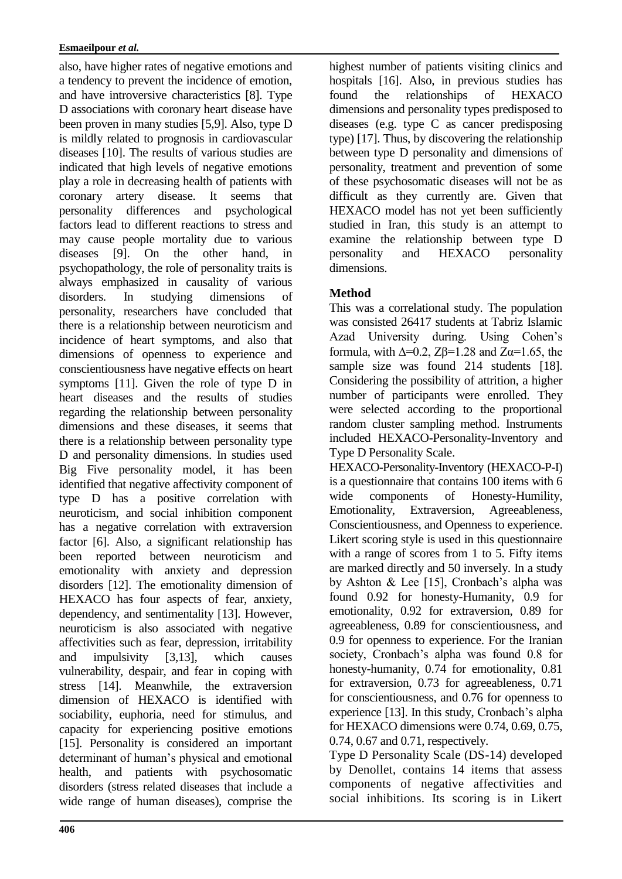also, have higher rates of negative emotions and a tendency to prevent the incidence of emotion, and have introversive characteristics [8]. Type D associations with coronary heart disease have been proven in many studies [5,9]. Also, type D is mildly related to prognosis in cardiovascular diseases [10]. The results of various studies are indicated that high levels of negative emotions play a role in decreasing health of patients with coronary artery disease. It seems that personality differences and psychological factors lead to different reactions to stress and may cause people mortality due to various diseases [9]. On the other hand, in psychopathology, the role of personality traits is always emphasized in causality of various disorders. In studying dimensions of personality, researchers have concluded that there is a relationship between neuroticism and incidence of heart symptoms, and also that dimensions of openness to experience and conscientiousness have negative effects on heart symptoms [11]. Given the role of type D in heart diseases and the results of studies regarding the relationship between personality dimensions and these diseases, it seems that there is a relationship between personality type D and personality dimensions. In studies used Big Five personality model, it has been identified that negative affectivity component of type D has a positive correlation with neuroticism, and social inhibition component has a negative correlation with extraversion factor [6]. Also, a significant relationship has been reported between neuroticism and emotionality with anxiety and depression disorders [12]. The emotionality dimension of HEXACO has four aspects of fear, anxiety, dependency, and sentimentality [13]. However, neuroticism is also associated with negative affectivities such as fear, depression, irritability and impulsivity [3,13], which causes vulnerability, despair, and fear in coping with stress [14]. Meanwhile, the extraversion dimension of HEXACO is identified with sociability, euphoria, need for stimulus, and capacity for experiencing positive emotions [15]. Personality is considered an important determinant of human's physical and emotional health, and patients with psychosomatic disorders (stress related diseases that include a wide range of human diseases), comprise the highest number of patients visiting clinics and hospitals [16]. Also, in previous studies has found the relationships of HEXACO dimensions and personality types predisposed to diseases (e.g. type C as cancer predisposing type) [17]. Thus, by discovering the relationship between type D personality and dimensions of personality, treatment and prevention of some of these psychosomatic diseases will not be as difficult as they currently are. Given that HEXACO model has not yet been sufficiently studied in Iran, this study is an attempt to examine the relationship between type D personality and HEXACO personality dimensions.

## Method

This was a correlational study. The population was consisted 26417 students at Tabriz Islamic Azad University during. Using Cohen's formula, with $\Delta$=0.2, $Z\beta$=1.28 and $Z\alpha$=1.65, the sample size was found 214 students [18]. Considering the possibility of attrition, a higher number of participants were enrolled. They were selected according to the proportional random cluster sampling method. Instruments included HEXACO-Personality-Inventory and Type D Personality Scale.

HEXACO-Personality-Inventory (HEXACO-P-I) is a questionnaire that contains 100 items with 6 wide components of Honesty-Humility, Emotionality, Extraversion, Agreeableness, Conscientiousness, and Openness to experience. Likert scoring style is used in this questionnaire with a range of scores from 1 to 5. Fifty items are marked directly and 50 inversely. In a study by Ashton & Lee [15], Cronbach's alpha was found 0.92 for honesty-Humanity, 0.9 for emotionality, 0.92 for extraversion, 0.89 for agreeableness, 0.89 for conscientiousness, and 0.9 for openness to experience. For the Iranian society, Cronbach's alpha was found 0.8 for honesty-humanity, 0.74 for emotionality, 0.81 for extraversion, 0.73 for agreeableness, 0.71 for conscientiousness, and 0.76 for openness to experience [13]. In this study, Cronbach's alpha for HEXACO dimensions were 0.74, 0.69, 0.75, 0.74, 0.67 and 0.71, respectively.

Type D Personality Scale (DS-14) developed by Denollet, contains 14 items that assess components of negative affectivities and social inhibitions. Its scoring is in Likert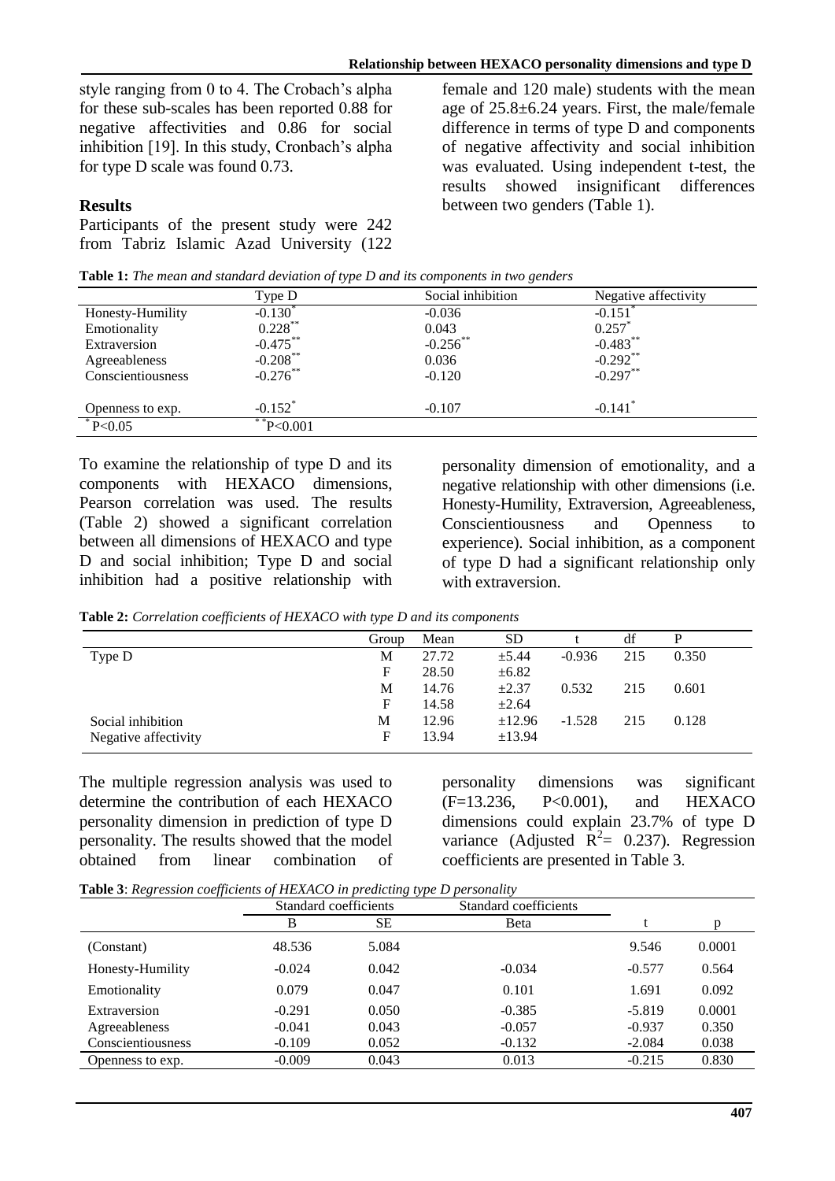style ranging from 0 to 4. The Crobach's alpha for these sub-scales has been reported 0.88 for negative affectivities and 0.86 for social inhibition [19]. In this study, Cronbach's alpha for type D scale was found 0.73.

## Results

Participants of the present study were 242 from Tabriz Islamic Azad University (122 female and 120 male) students with the mean age of 25.8±6.24 years. First, the male/female difference in terms of type D and components of negative affectivity and social inhibition was evaluated. Using independent t-test, the results showed insignificant differences between two genders (Table 1).

**Table 1:** *The mean and standard deviation of type D and its components in two genders*

| | Type D | Social inhibition | Negative affectivity |
|---|---|---|---|
| Honesty-Humility | -0.130* | -0.036 | -0.151* |
| Emotionality | 0.228** | 0.043 | 0.257* |
| Extraversion | -0.475** | -0.256** | -0.483** |
| Agreeableness | -0.208** | 0.036 | -0.292** |
| Conscientiousness | -0.276** | -0.120 | -0.297** |
| Openness to exp. | -0.152* | -0.107 | -0.141* |
| *P<0.05 | **P<0.001 | | |

To examine the relationship of type D and its components with HEXACO dimensions, Pearson correlation was used. The results (Table 2) showed a significant correlation between all dimensions of HEXACO and type D and social inhibition; Type D and social inhibition had a positive relationship with personality dimension of emotionality, and a negative relationship with other dimensions (i.e. Honesty-Humility, Extraversion, Agreeableness, Conscientiousness and Openness to experience). Social inhibition, as a component of type D had a significant relationship only with extraversion.

**Table 2:** *Correlation coefficients of HEXACO with type D and its components*

| | Group | Mean | SD | t | df | P |
|---|---|---|---|---|---|---|
| Type D | M | 27.72 | ±5.44 | -0.936 | 215 | 0.350 |
| | F | 28.50 | ±6.82 | | | |
| | M | 14.76 | ±2.37 | 0.532 | 215 | 0.601 |
| | F | 14.58 | ±2.64 | | | |
| Social inhibition | M | 12.96 | ±12.96 | -1.528 | 215 | 0.128 |
| Negative affectivity | F | 13.94 | ±13.94 | | | |

The multiple regression analysis was used to determine the contribution of each HEXACO personality dimension in prediction of type D personality. The results showed that the model obtained from linear combination of personality dimensions was significant ($F=13.236$, $P<0.001$), and HEXACO dimensions could explain 23.7% of type D variance (Adjusted $R^2= 0.237$). Regression coefficients are presented in Table 3.

**Table 3**: *Regression coefficients of HEXACO in predicting type D personality*

| | Standard coefficients | | Standard coefficients | | |
|---|---|---|---|---|---|
| | B | SE | Beta | t | p |
| (Constant) | 48.536 | 5.084 | | 9.546 | 0.0001 |
| Honesty-Humility | -0.024 | 0.042 | -0.034 | -0.577 | 0.564 |
| Emotionality | 0.079 | 0.047 | 0.101 | 1.691 | 0.092 |
| Extraversion | -0.291 | 0.050 | -0.385 | -5.819 | 0.0001 |
| Agreeableness | -0.041 | 0.043 | -0.057 | -0.937 | 0.350 |
| Conscientiousness | -0.109 | 0.052 | -0.132 | -2.084 | 0.038 |
| Openness to exp. | -0.009 | 0.043 | 0.013 | -0.215 | 0.830 |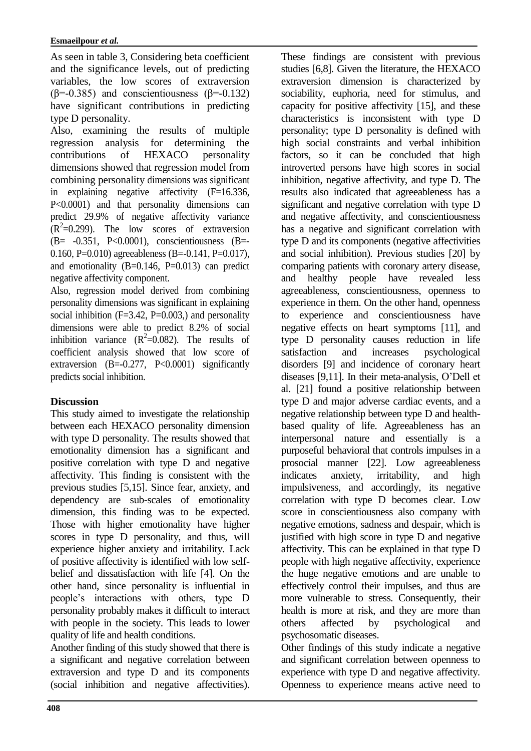As seen in table 3, Considering beta coefficient and the significance levels, out of predicting variables, the low scores of extraversion ($\beta$=-0.385) and conscientiousness ($\beta$=-0.132) have significant contributions in predicting type D personality.

Also, examining the results of multiple regression analysis for determining the contributions of HEXACO personality dimensions showed that regression model from combining personality dimensions was significant in explaining negative affectivity (F=16.336, P<0.0001) and that personality dimensions can predict 29.9% of negative affectivity variance ($R^2$=0.299). The low scores of extraversion (B= -0.351, P<0.0001), conscientiousness (B=-0.160, P=0.010) agreeableness (B=-0.141, P=0.017), and emotionality (B=0.146, P=0.013) can predict negative affectivity component.

Also, regression model derived from combining personality dimensions was significant in explaining social inhibition (F=3.42, P=0.003,) and personality dimensions were able to predict 8.2% of social inhibition variance ($R^2$=0.082). The results of coefficient analysis showed that low score of extraversion (B=-0.277, P<0.0001) significantly predicts social inhibition.

## Discussion

This study aimed to investigate the relationship between each HEXACO personality dimension with type D personality. The results showed that emotionality dimension has a significant and positive correlation with type D and negative affectivity. This finding is consistent with the previous studies [5,15]. Since fear, anxiety, and dependency are sub-scales of emotionality dimension, this finding was to be expected. Those with higher emotionality have higher scores in type D personality, and thus, will experience higher anxiety and irritability. Lack of positive affectivity is identified with low self-belief and dissatisfaction with life [4]. On the other hand, since personality is influential in people's interactions with others, type D personality probably makes it difficult to interact with people in the society. This leads to lower quality of life and health conditions.

Another finding of this study showed that there is a significant and negative correlation between extraversion and type D and its components (social inhibition and negative affectivities). These findings are consistent with previous studies [6,8]. Given the literature, the HEXACO extraversion dimension is characterized by sociability, euphoria, need for stimulus, and capacity for positive affectivity [15], and these characteristics is inconsistent with type D personality; type D personality is defined with high social constraints and verbal inhibition factors, so it can be concluded that high introverted persons have high scores in social inhibition, negative affectivity, and type D. The results also indicated that agreeableness has a significant and negative correlation with type D and negative affectivity, and conscientiousness has a negative and significant correlation with type D and its components (negative affectivities and social inhibition). Previous studies [20] by comparing patients with coronary artery disease, and healthy people have revealed less agreeableness, conscientiousness, openness to experience in them. On the other hand, openness to experience and conscientiousness have negative effects on heart symptoms [11], and type D personality causes reduction in life satisfaction and increases psychological disorders [9] and incidence of coronary heart diseases [9,11]. In their meta-analysis, O'Dell et al. [21] found a positive relationship between type D and major adverse cardiac events, and a negative relationship between type D and health-based quality of life. Agreeableness has an interpersonal nature and essentially is a purposeful behavioral that controls impulses in a prosocial manner [22]. Low agreeableness indicates anxiety, irritability, and high impulsiveness, and accordingly, its negative correlation with type D becomes clear. Low score in conscientiousness also company with negative emotions, sadness and despair, which is justified with high score in type D and negative affectivity. This can be explained in that type D people with high negative affectivity, experience the huge negative emotions and are unable to effectively control their impulses, and thus are more vulnerable to stress. Consequently, their health is more at risk, and they are more than others affected by psychological and psychosomatic diseases.

Other findings of this study indicate a negative and significant correlation between openness to experience with type D and negative affectivity. Openness to experience means active need to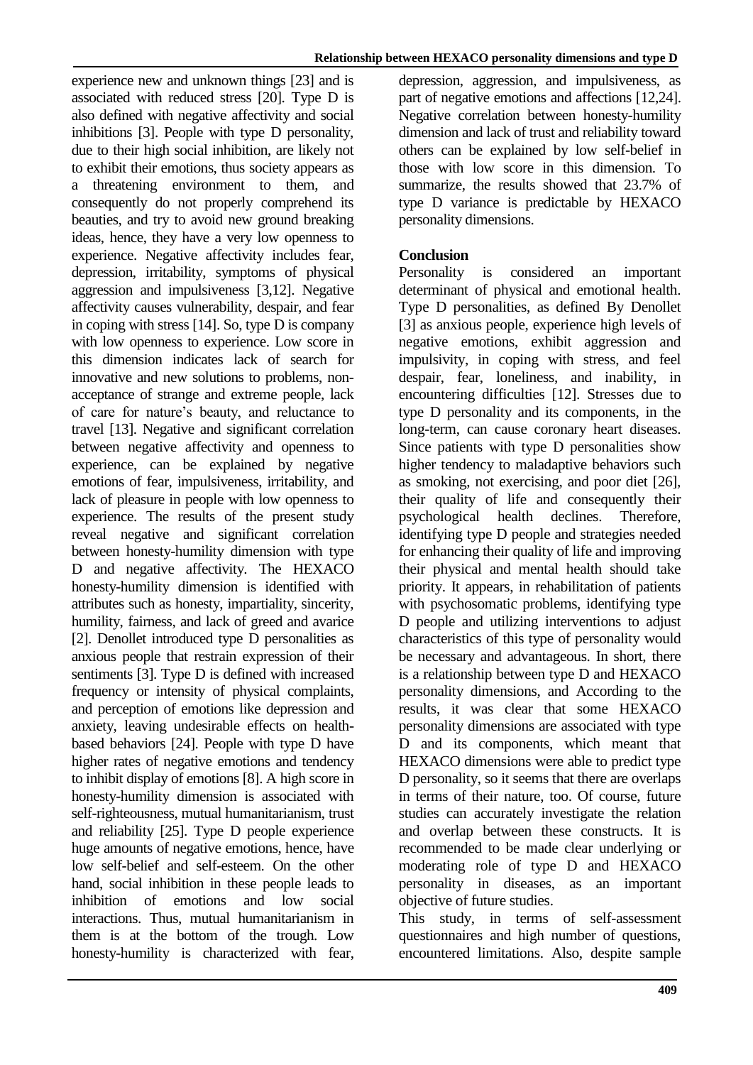experience new and unknown things [23] and is associated with reduced stress [20]. Type D is also defined with negative affectivity and social inhibitions [3]. People with type D personality, due to their high social inhibition, are likely not to exhibit their emotions, thus society appears as a threatening environment to them, and consequently do not properly comprehend its beauties, and try to avoid new ground breaking ideas, hence, they have a very low openness to experience. Negative affectivity includes fear, depression, irritability, symptoms of physical aggression and impulsiveness [3,12]. Negative affectivity causes vulnerability, despair, and fear in coping with stress [14]. So, type D is company with low openness to experience. Low score in this dimension indicates lack of search for innovative and new solutions to problems, non-acceptance of strange and extreme people, lack of care for nature's beauty, and reluctance to travel [13]. Negative and significant correlation between negative affectivity and openness to experience, can be explained by negative emotions of fear, impulsiveness, irritability, and lack of pleasure in people with low openness to experience. The results of the present study reveal negative and significant correlation between honesty-humility dimension with type D and negative affectivity. The HEXACO honesty-humility dimension is identified with attributes such as honesty, impartiality, sincerity, humility, fairness, and lack of greed and avarice [2]. Denollet introduced type D personalities as anxious people that restrain expression of their sentiments [3]. Type D is defined with increased frequency or intensity of physical complaints, and perception of emotions like depression and anxiety, leaving undesirable effects on health-based behaviors [24]. People with type D have higher rates of negative emotions and tendency to inhibit display of emotions [8]. A high score in honesty-humility dimension is associated with self-righteousness, mutual humanitarianism, trust and reliability [25]. Type D people experience huge amounts of negative emotions, hence, have low self-belief and self-esteem. On the other hand, social inhibition in these people leads to inhibition of emotions and low social interactions. Thus, mutual humanitarianism in them is at the bottom of the trough. Low honesty-humility is characterized with fear, depression, aggression, and impulsiveness, as part of negative emotions and affections [12,24]. Negative correlation between honesty-humility dimension and lack of trust and reliability toward others can be explained by low self-belief in those with low score in this dimension. To summarize, the results showed that 23.7% of type D variance is predictable by HEXACO personality dimensions.

## Conclusion

Personality is considered an important determinant of physical and emotional health. Type D personalities, as defined By Denollet [3] as anxious people, experience high levels of negative emotions, exhibit aggression and impulsivity, in coping with stress, and feel despair, fear, loneliness, and inability, in encountering difficulties [12]. Stresses due to type D personality and its components, in the long-term, can cause coronary heart diseases. Since patients with type D personalities show higher tendency to maladaptive behaviors such as smoking, not exercising, and poor diet [26], their quality of life and consequently their psychological health declines. Therefore, identifying type D people and strategies needed for enhancing their quality of life and improving their physical and mental health should take priority. It appears, in rehabilitation of patients with psychosomatic problems, identifying type D people and utilizing interventions to adjust characteristics of this type of personality would be necessary and advantageous. In short, there is a relationship between type D and HEXACO personality dimensions, and According to the results, it was clear that some HEXACO personality dimensions are associated with type D and its components, which meant that HEXACO dimensions were able to predict type D personality, so it seems that there are overlaps in terms of their nature, too. Of course, future studies can accurately investigate the relation and overlap between these constructs. It is recommended to be made clear underlying or moderating role of type D and HEXACO personality in diseases, as an important objective of future studies.

This study, in terms of self-assessment questionnaires and high number of questions, encountered limitations. Also, despite sample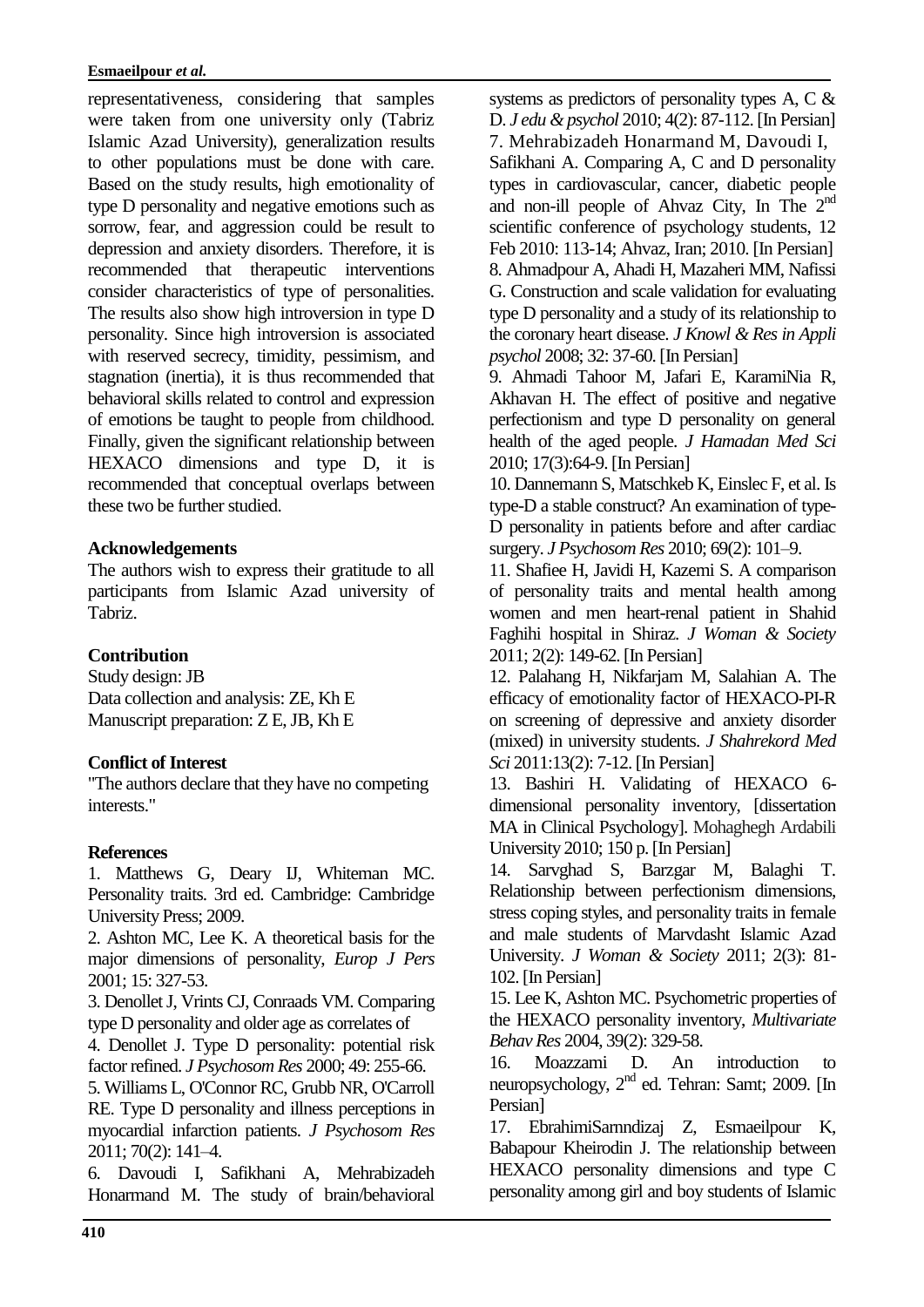representativeness, considering that samples were taken from one university only (Tabriz Islamic Azad University), generalization results to other populations must be done with care. Based on the study results, high emotionality of type D personality and negative emotions such as sorrow, fear, and aggression could be result to depression and anxiety disorders. Therefore, it is recommended that therapeutic interventions consider characteristics of type of personalities. The results also show high introversion in type D personality. Since high introversion is associated with reserved secrecy, timidity, pessimism, and stagnation (inertia), it is thus recommended that behavioral skills related to control and expression of emotions be taught to people from childhood. Finally, given the significant relationship between HEXACO dimensions and type D, it is recommended that conceptual overlaps between these two be further studied.

## Acknowledgements

The authors wish to express their gratitude to all participants from Islamic Azad university of Tabriz.

## Contribution

Study design: JB
Data collection and analysis: ZE, Kh E
Manuscript preparation: Z E, JB, Kh E

## Conflict of Interest

"The authors declare that they have no competing interests."

## References

1. Matthews G, Deary IJ, Whiteman MC. Personality traits. 3rd ed. Cambridge: Cambridge University Press; 2009.
2. Ashton MC, Lee K. A theoretical basis for the major dimensions of personality, *Europ J Pers* 2001; 15: 327-53.
3. Denollet J, Vrints CJ, Conraads VM. Comparing type D personality and older age as correlates of
4. Denollet J. Type D personality: potential risk factor refined. *J Psychosom Res* 2000; 49: 255-66.
5. Williams L, O'Connor RC, Grubb NR, O'Carroll RE. Type D personality and illness perceptions in myocardial infarction patients. *J Psychosom Res* 2011; 70(2): 141–4.
6. Davoudi I, Safikhani A, Mehrabizadeh Honarmand M. The study of brain/behavioral systems as predictors of personality types A, C & D. *J edu & psychol* 2010; 4(2): 87-112. [In Persian]
7. Mehrabizadeh Honarmand M, Davoudi I, Safikhani A. Comparing A, C and D personality types in cardiovascular, cancer, diabetic people and non-ill people of Ahvaz City, In The 2nd scientific conference of psychology students, 12 Feb 2010: 113-14; Ahvaz, Iran; 2010. [In Persian]
8. Ahmadpour A, Ahadi H, Mazaheri MM, Nafissi G. Construction and scale validation for evaluating type D personality and a study of its relationship to the coronary heart disease. *J Knowl & Res in Appli psychol* 2008; 32: 37-60. [In Persian]
9. Ahmadi Tahoor M, Jafari E, KaramiNia R, Akhavan H. The effect of positive and negative perfectionism and type D personality on general health of the aged people. *J Hamadan Med Sci* 2010; 17(3):64-9. [In Persian]
10. Dannemann S, Matschkeb K, Einslec F, et al. Is type-D a stable construct? An examination of type-D personality in patients before and after cardiac surgery. *J Psychosom Res* 2010; 69(2): 101–9.
11. Shafiee H, Javidi H, Kazemi S. A comparison of personality traits and mental health among women and men heart-renal patient in Shahid Faghihi hospital in Shiraz. *J Woman & Society* 2011; 2(2): 149-62. [In Persian]
12. Palahang H, Nikfarjam M, Salahian A. The efficacy of emotionality factor of HEXACO-PI-R on screening of depressive and anxiety disorder (mixed) in university students. *J Shahrekord Med Sci* 2011:13(2): 7-12. [In Persian]
13. Bashiri H. Validating of HEXACO 6-dimensional personality inventory, [dissertation MA in Clinical Psychology]. Mohaghegh Ardabili University 2010; 150 p. [In Persian]
14. Sarvghad S, Barzgar M, Balaghi T. Relationship between perfectionism dimensions, stress coping styles, and personality traits in female and male students of Marvdasht Islamic Azad University. *J Woman & Society* 2011; 2(3): 81-102. [In Persian]
15. Lee K, Ashton MC. Psychometric properties of the HEXACO personality inventory, *Multivariate Behav Res* 2004, 39(2): 329-58.
16. Moazzami D. An introduction to neuropsychology, 2nd ed. Tehran: Samt; 2009. [In Persian]
17. EbrahimiSarnndizaj Z, Esmaeilpour K, Babapour Kheirodin J. The relationship between HEXACO personality dimensions and type C personality among girl and boy students of Islamic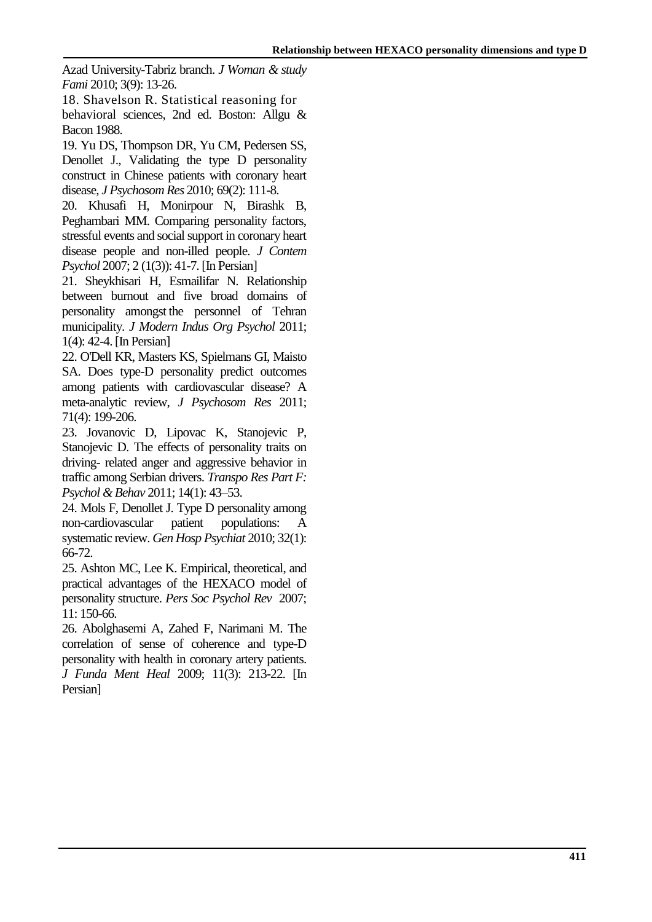Azad University-Tabriz branch. *J Woman & study Fami* 2010; 3(9): 13-26.

18. Shavelson R. Statistical reasoning for behavioral sciences, 2nd ed. Boston: Allgu & Bacon 1988.

19. Yu DS, Thompson DR, Yu CM, Pedersen SS, Denollet J., Validating the type D personality construct in Chinese patients with coronary heart disease, *J Psychosom Res* 2010; 69(2): 111-8.

20. Khusafi H, Monirpour N, Birashk B, Peghambari MM. Comparing personality factors, stressful events and social support in coronary heart disease people and non-illed people. *J Contem Psychol* 2007; 2 (1(3)): 41-7. [In Persian]

21. Sheykhisari H, Esmailifar N. Relationship between burnout and five broad domains of personality amongst the personnel of Tehran municipality. *J Modern Indus Org Psychol* 2011; 1(4): 42-4. [In Persian]

22. O'Dell KR, Masters KS, Spielmans GI, Maisto SA. Does type-D personality predict outcomes among patients with cardiovascular disease? A meta-analytic review, *J Psychosom Res* 2011; 71(4): 199-206.

23. Jovanovic D, Lipovac K, Stanojevic P, Stanojevic D. The effects of personality traits on driving- related anger and aggressive behavior in traffic among Serbian drivers. *Transpo Res Part F: Psychol & Behav* 2011; 14(1): 43–53.

24. Mols F, Denollet J. Type D personality among non-cardiovascular patient populations: A systematic review. *Gen Hosp Psychiat* 2010; 32(1): 66-72.

25. Ashton MC, Lee K. Empirical, theoretical, and practical advantages of the HEXACO model of personality structure. *Pers Soc Psychol Rev* 2007; 11: 150-66.

26. Abolghasemi A, Zahed F, Narimani M. The correlation of sense of coherence and type-D personality with health in coronary artery patients. *J Funda Ment Heal* 2009; 11(3): 213-22. [In Persian]